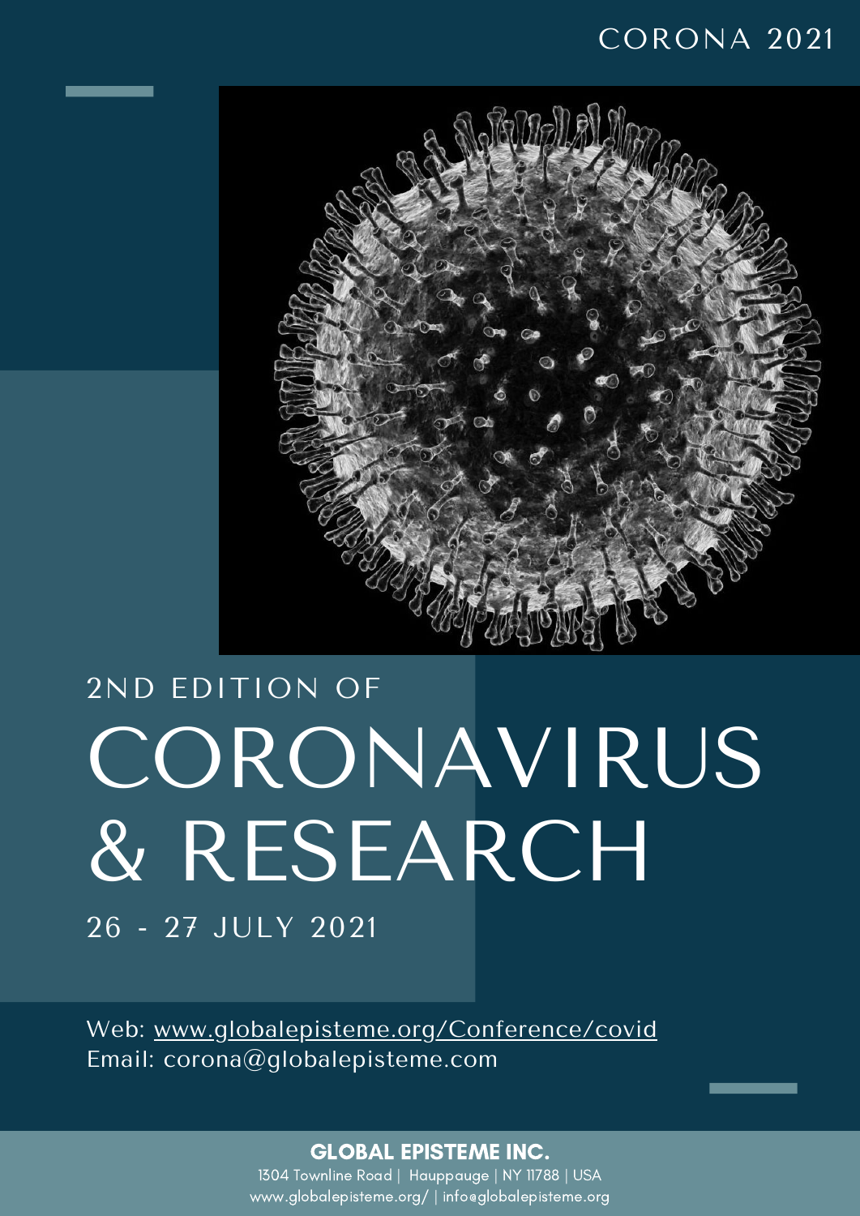CORONA 2021

2ND EDITION OF

# CORONAVIRUS & RESEARCH

26 - 27 JULY 2021

Web: www.globalepisteme.org/Conference/covid
Email: corona@globalepisteme.com

**GLOBAL EPISTEME INC.**
1304 Townline Road | Hauppauge | NY 11788 | USA
www.globalepisteme.org/ | info@globalepisteme.org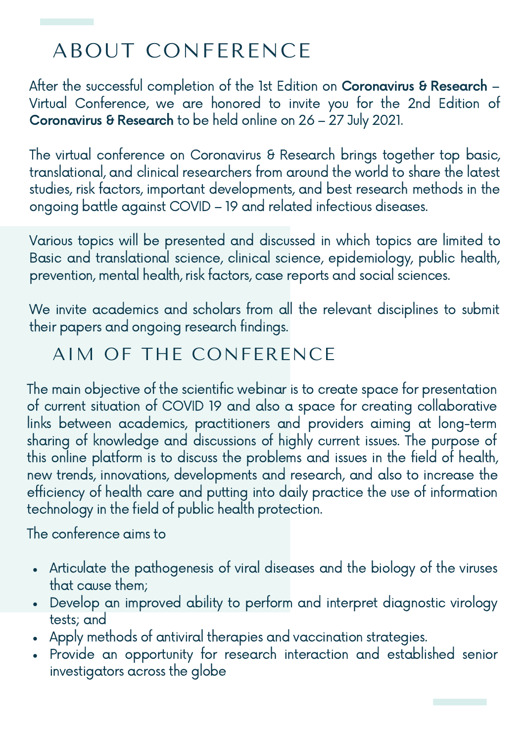# ABOUT CONFERENCE

After the successful completion of the 1st Edition on **Coronavirus & Research** – Virtual Conference, we are honored to invite you for the 2nd Edition of **Coronavirus & Research** to be held online on 26 – 27 July 2021.

The virtual conference on Coronavirus & Research brings together top basic, translational, and clinical researchers from around the world to share the latest studies, risk factors, important developments, and best research methods in the ongoing battle against COVID – 19 and related infectious diseases.

Various topics will be presented and discussed in which topics are limited to Basic and translational science, clinical science, epidemiology, public health, prevention, mental health, risk factors, case reports and social sciences.

We invite academics and scholars from all the relevant disciplines to submit their papers and ongoing research findings.

# AIM OF THE CONFERENCE

The main objective of the scientific webinar is to create space for presentation of current situation of COVID 19 and also a space for creating collaborative links between academics, practitioners and providers aiming at long-term sharing of knowledge and discussions of highly current issues. The purpose of this online platform is to discuss the problems and issues in the field of health, new trends, innovations, developments and research, and also to increase the efficiency of health care and putting into daily practice the use of information technology in the field of public health protection.

The conference aims to

- Articulate the pathogenesis of viral diseases and the biology of the viruses that cause them;
- Develop an improved ability to perform and interpret diagnostic virology tests; and
- Apply methods of antiviral therapies and vaccination strategies.
- Provide an opportunity for research interaction and established senior investigators across the globe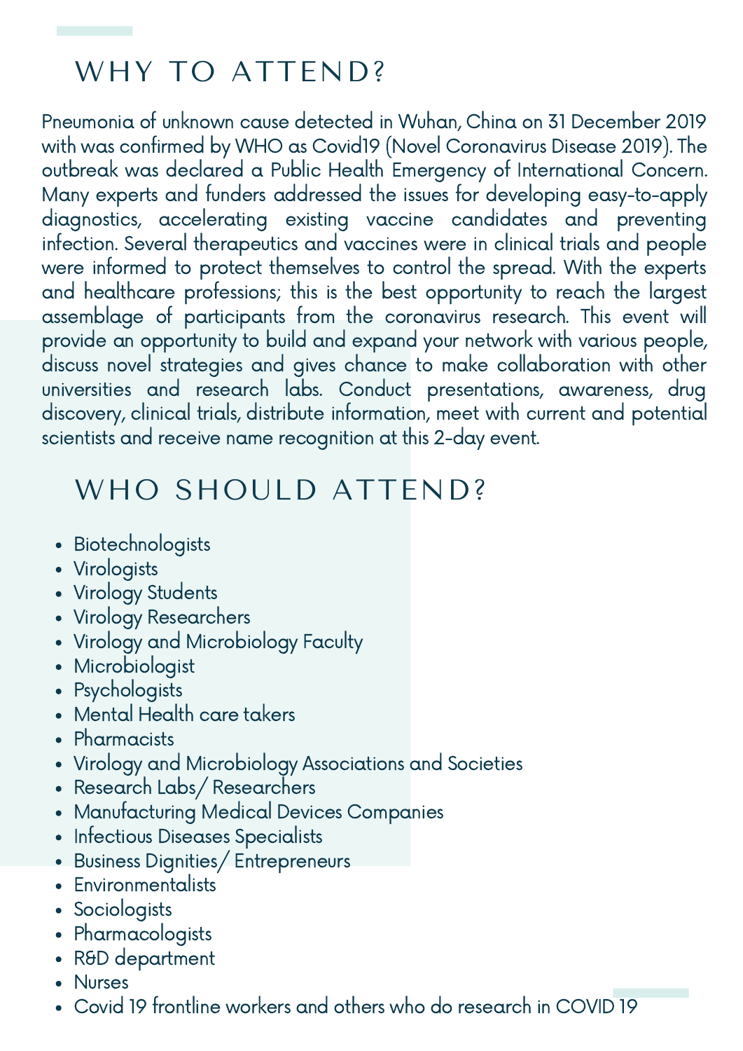## WHY TO ATTEND?

Pneumonia of unknown cause detected in Wuhan, China on 31 December 2019 with was confirmed by WHO as Covid19 (Novel Coronavirus Disease 2019). The outbreak was declared a Public Health Emergency of International Concern. Many experts and funders addressed the issues for developing easy-to-apply diagnostics, accelerating existing vaccine candidates and preventing infection. Several therapeutics and vaccines were in clinical trials and people were informed to protect themselves to control the spread. With the experts and healthcare professions; this is the best opportunity to reach the largest assemblage of participants from the coronavirus research. This event will provide an opportunity to build and expand your network with various people, discuss novel strategies and gives chance to make collaboration with other universities and research labs. Conduct presentations, awareness, drug discovery, clinical trials, distribute information, meet with current and potential scientists and receive name recognition at this 2-day event.

## WHO SHOULD ATTEND?

- Biotechnologists
- Virologists
- Virology Students
- Virology Researchers
- Virology and Microbiology Faculty
- Microbiologist
- Psychologists
- Mental Health care takers
- Pharmacists
- Virology and Microbiology Associations and Societies
- Research Labs/ Researchers
- Manufacturing Medical Devices Companies
- Infectious Diseases Specialists
- Business Dignities/ Entrepreneurs
- Environmentalists
- Sociologists
- Pharmacologists
- R&D department
- Nurses
- Covid 19 frontline workers and others who do research in COVID 19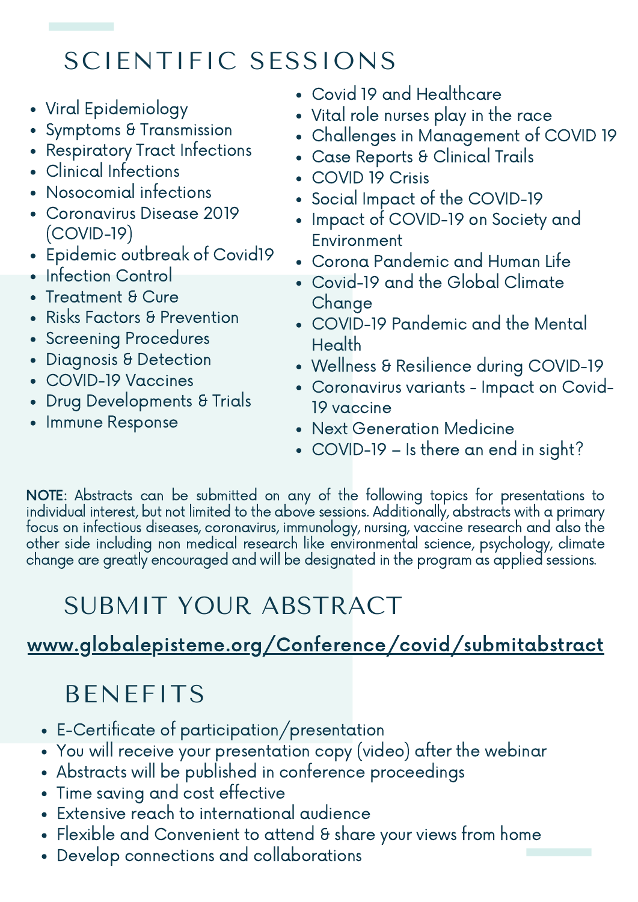# SCIENTIFIC SESSIONS

- Viral Epidemiology
- Symptoms & Transmission
- Respiratory Tract Infections
- Clinical Infections
- Nosocomial infections
- Coronavirus Disease 2019 (COVID-19)
- Epidemic outbreak of Covid19
- Infection Control
- Treatment & Cure
- Risks Factors & Prevention
- Screening Procedures
- Diagnosis & Detection
- COVID-19 Vaccines
- Drug Developments & Trials
- Immune Response
- Covid 19 and Healthcare
- Vital role nurses play in the race
- Challenges in Management of COVID 19
- Case Reports & Clinical Trails
- COVID 19 Crisis
- Social Impact of the COVID-19
- Impact of COVID-19 on Society and Environment
- Corona Pandemic and Human Life
- Covid-19 and the Global Climate Change
- COVID-19 Pandemic and the Mental Health
- Wellness & Resilience during COVID-19
- Coronavirus variants - Impact on Covid-19 vaccine
- Next Generation Medicine
- COVID-19 – Is there an end in sight?

**NOTE**: Abstracts can be submitted on any of the following topics for presentations to individual interest, but not limited to the above sessions. Additionally, abstracts with a primary focus on infectious diseases, coronavirus, immunology, nursing, vaccine research and also the other side including non medical research like environmental science, psychology, climate change are greatly encouraged and will be designated in the program as applied sessions.

# SUBMIT YOUR ABSTRACT

www.globalepisteme.org/Conference/covid/submitabstract

# BENEFITS

- E-Certificate of participation/presentation
- You will receive your presentation copy (video) after the webinar
- Abstracts will be published in conference proceedings
- Time saving and cost effective
- Extensive reach to international audience
- Flexible and Convenient to attend & share your views from home
- Develop connections and collaborations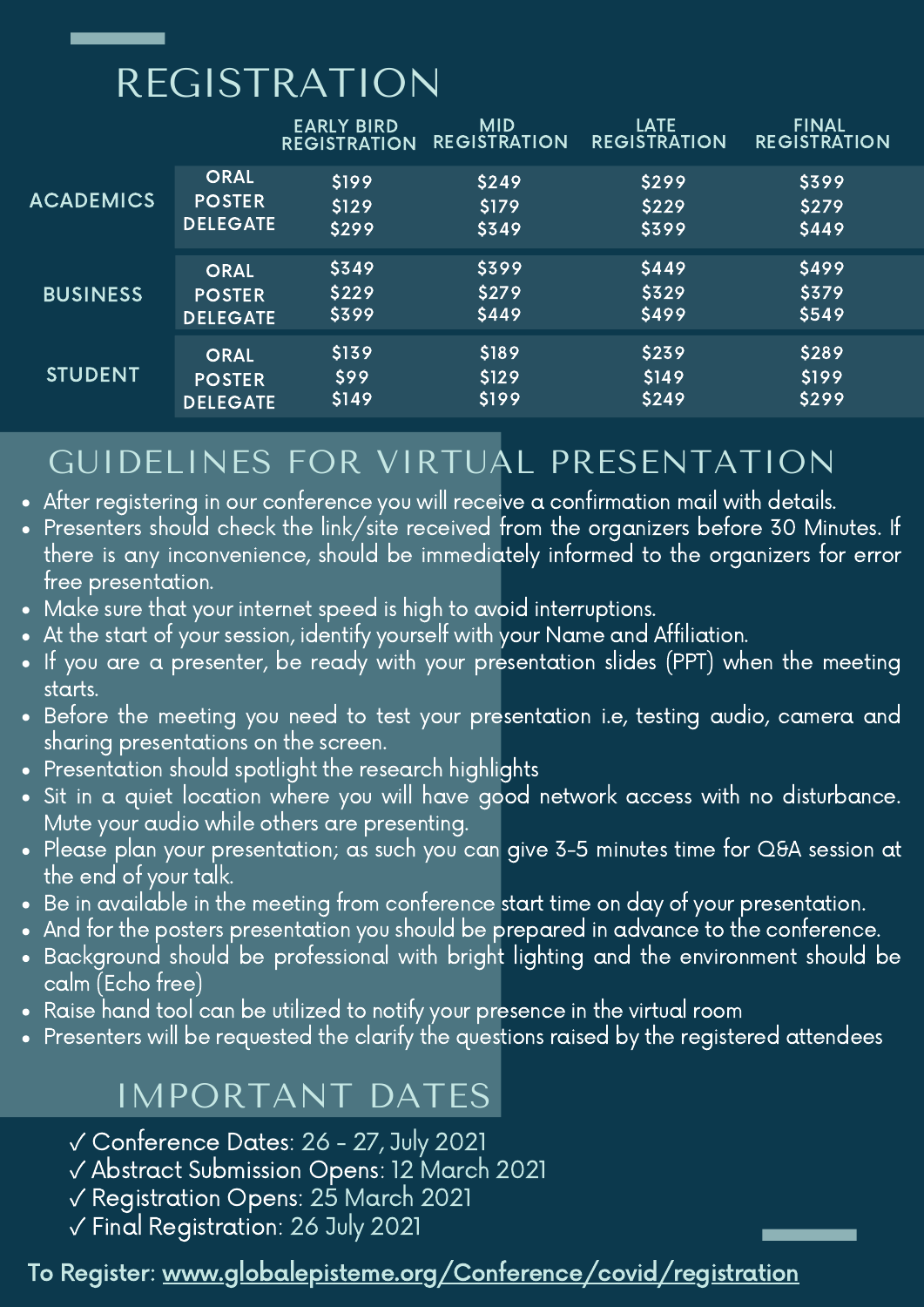# REGISTRATION

| | | EARLY BIRD REGISTRATION | MID REGISTRATION | LATE REGISTRATION | FINAL REGISTRATION |
|---|---|---|---|---|---|
| ACADEMICS | ORAL | $199 | $249 | $299 | $399 |
| | POSTER | $129 | $179 | $229 | $279 |
| | DELEGATE | $299 | $349 | $399 | $449 |
| BUSINESS | ORAL | $349 | $399 | $449 | $499 |
| | POSTER | $229 | $279 | $329 | $379 |
| | DELEGATE | $399 | $449 | $499 | $549 |
| STUDENT | ORAL | $139 | $189 | $239 | $289 |
| | POSTER | $99 | $129 | $149 | $199 |
| | DELEGATE | $149 | $199 | $249 | $299 |

# GUIDELINES FOR VIRTUAL PRESENTATION

- After registering in our conference you will receive a confirmation mail with details.
- Presenters should check the link/site received from the organizers before 30 Minutes. If there is any inconvenience, should be immediately informed to the organizers for error free presentation.
- Make sure that your internet speed is high to avoid interruptions.
- At the start of your session, identify yourself with your Name and Affiliation.
- If you are a presenter, be ready with your presentation slides (PPT) when the meeting starts.
- Before the meeting you need to test your presentation i.e, testing audio, camera and sharing presentations on the screen.
- Presentation should spotlight the research highlights
- Sit in a quiet location where you will have good network access with no disturbance. Mute your audio while others are presenting.
- Please plan your presentation; as such you can give 3-5 minutes time for Q&A session at the end of your talk.
- Be in available in the meeting from conference start time on day of your presentation.
- And for the posters presentation you should be prepared in advance to the conference.
- Background should be professional with bright lighting and the environment should be calm (Echo free)
- Raise hand tool can be utilized to notify your presence in the virtual room
- Presenters will be requested the clarify the questions raised by the registered attendees

# IMPORTANT DATES

✓ Conference Dates: 26 - 27, July 2021
✓ Abstract Submission Opens: 12 March 2021
✓ Registration Opens: 25 March 2021
✓ Final Registration: 26 July 2021

To Register: www.globalepisteme.org/Conference/covid/registration